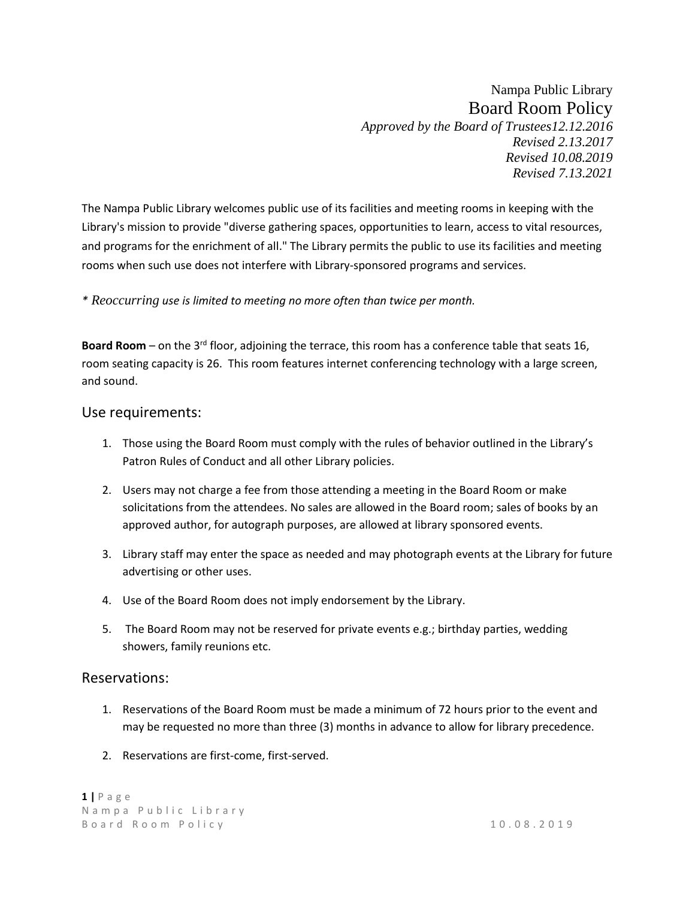Nampa Public Library

# Board Room Policy

*Approved by the Board of Trustees12.12.2016*
*Revised 2.13.2017*
*Revised 10.08.2019*
*Revised 7.13.2021*

The Nampa Public Library welcomes public use of its facilities and meeting rooms in keeping with the Library's mission to provide "diverse gathering spaces, opportunities to learn, access to vital resources, and programs for the enrichment of all." The Library permits the public to use its facilities and meeting rooms when such use does not interfere with Library-sponsored programs and services.

*\* Reoccurring use is limited to meeting no more often than twice per month.*

**Board Room** – on the 3rd floor, adjoining the terrace, this room has a conference table that seats 16, room seating capacity is 26. This room features internet conferencing technology with a large screen, and sound.

## Use requirements:

1. Those using the Board Room must comply with the rules of behavior outlined in the Library's Patron Rules of Conduct and all other Library policies.
2. Users may not charge a fee from those attending a meeting in the Board Room or make solicitations from the attendees. No sales are allowed in the Board room; sales of books by an approved author, for autograph purposes, are allowed at library sponsored events.
3. Library staff may enter the space as needed and may photograph events at the Library for future advertising or other uses.
4. Use of the Board Room does not imply endorsement by the Library.
5. The Board Room may not be reserved for private events e.g.; birthday parties, wedding showers, family reunions etc.

## Reservations:

1. Reservations of the Board Room must be made a minimum of 72 hours prior to the event and may be requested no more than three (3) months in advance to allow for library precedence.
2. Reservations are first-come, first-served.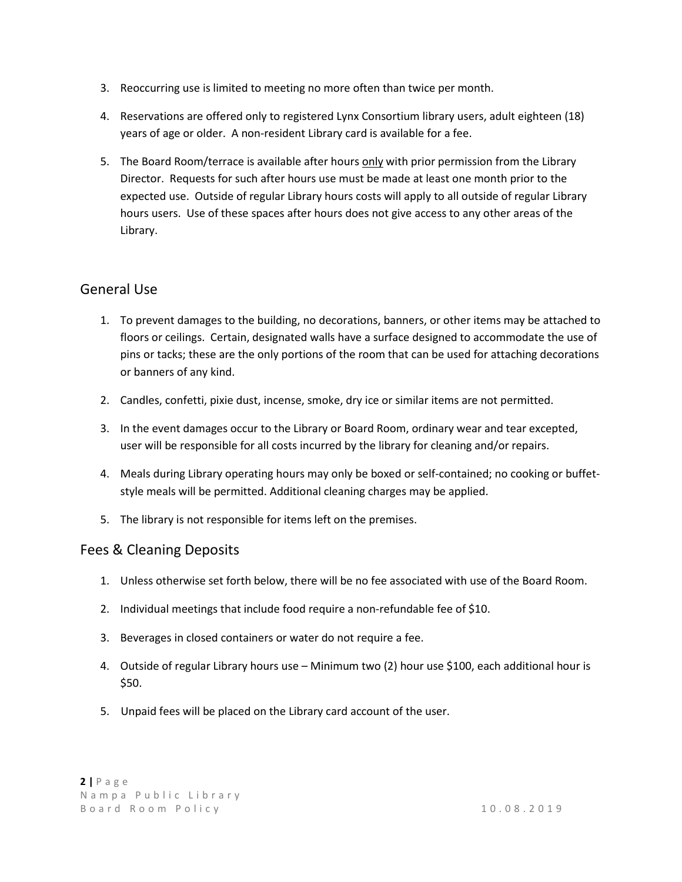3. Reoccurring use is limited to meeting no more often than twice per month.

4. Reservations are offered only to registered Lynx Consortium library users, adult eighteen (18) years of age or older. A non-resident Library card is available for a fee.

5. The Board Room/terrace is available after hours <u>only</u> with prior permission from the Library Director. Requests for such after hours use must be made at least one month prior to the expected use. Outside of regular Library hours costs will apply to all outside of regular Library hours users. Use of these spaces after hours does not give access to any other areas of the Library.

## General Use

1. To prevent damages to the building, no decorations, banners, or other items may be attached to floors or ceilings. Certain, designated walls have a surface designed to accommodate the use of pins or tacks; these are the only portions of the room that can be used for attaching decorations or banners of any kind.

2. Candles, confetti, pixie dust, incense, smoke, dry ice or similar items are not permitted.

3. In the event damages occur to the Library or Board Room, ordinary wear and tear excepted, user will be responsible for all costs incurred by the library for cleaning and/or repairs.

4. Meals during Library operating hours may only be boxed or self-contained; no cooking or buffet-style meals will be permitted. Additional cleaning charges may be applied.

5. The library is not responsible for items left on the premises.

## Fees & Cleaning Deposits

1. Unless otherwise set forth below, there will be no fee associated with use of the Board Room.

2. Individual meetings that include food require a non-refundable fee of $10.

3. Beverages in closed containers or water do not require a fee.

4. Outside of regular Library hours use – Minimum two (2) hour use $100, each additional hour is $50.

5. Unpaid fees will be placed on the Library card account of the user.